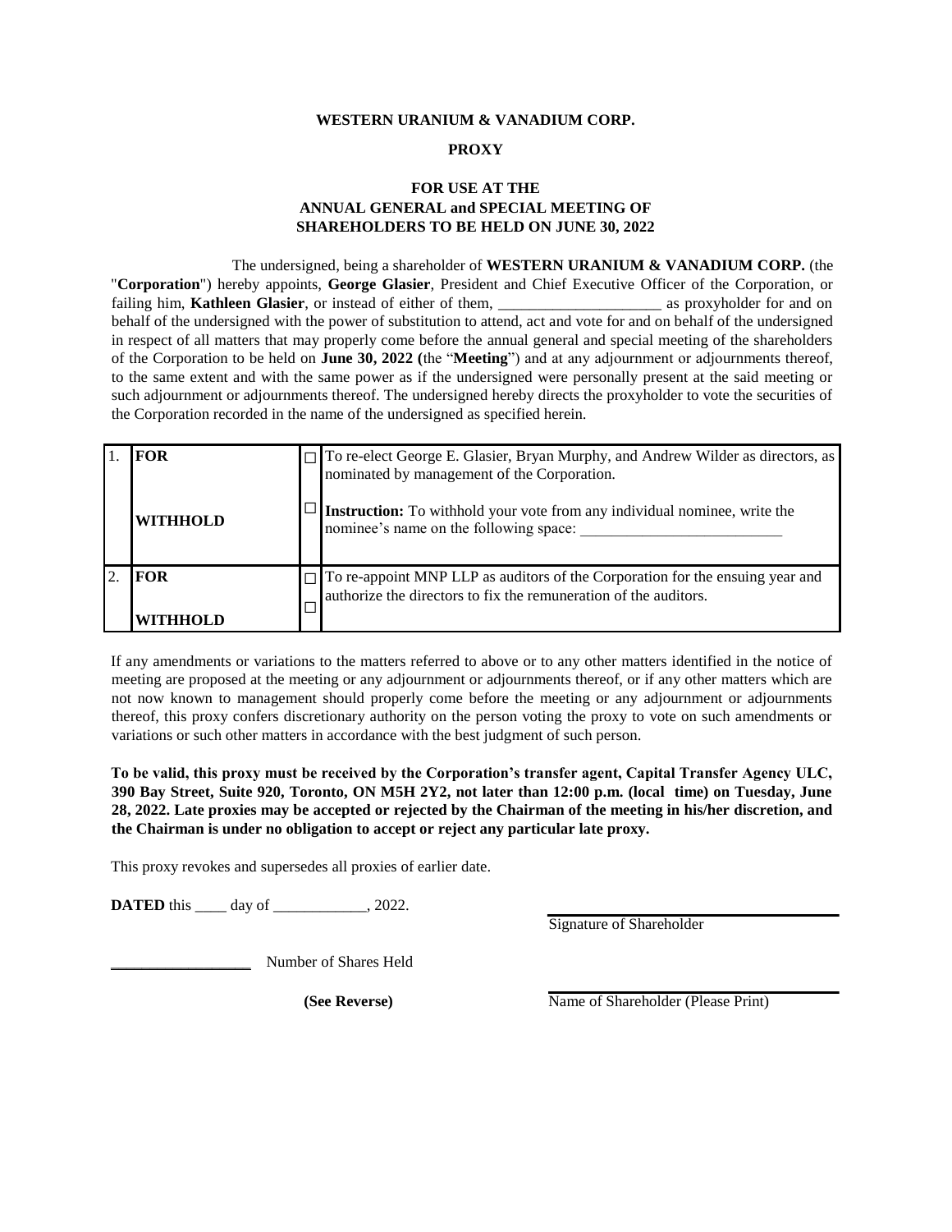**WESTERN URANIUM & VANADIUM CORP.**

**PROXY**

**FOR USE AT THE**
**ANNUAL GENERAL and SPECIAL MEETING OF**
**SHAREHOLDERS TO BE HELD ON JUNE 30, 2022**

The undersigned, being a shareholder of **WESTERN URANIUM & VANADIUM CORP.** (the "**Corporation**") hereby appoints, **George Glasier**, President and Chief Executive Officer of the Corporation, or failing him, **Kathleen Glasier**, or instead of either of them, ____________________ as proxyholder for and on behalf of the undersigned with the power of substitution to attend, act and vote for and on behalf of the undersigned in respect of all matters that may properly come before the annual general and special meeting of the shareholders of the Corporation to be held on **June 30, 2022 (**the "**Meeting**") and at any adjournment or adjournments thereof, to the same extent and with the same power as if the undersigned were personally present at the said meeting or such adjournment or adjournments thereof. The undersigned hereby directs the proxyholder to vote the securities of the Corporation recorded in the name of the undersigned as specified herein.

| | | | |
|---|---|---|---|
| 1. | **FOR**<br><br>**WITHHOLD** | ☐<br><br>☐ | To re-elect George E. Glasier, Bryan Murphy, and Andrew Wilder as directors, as nominated by management of the Corporation.<br><br>**Instruction:** To withhold your vote from any individual nominee, write the nominee's name on the following space: ________________________ |
| 2. | **FOR**<br><br>**WITHHOLD** | ☐<br>☐ | To re-appoint MNP LLP as auditors of the Corporation for the ensuing year and authorize the directors to fix the remuneration of the auditors. |

If any amendments or variations to the matters referred to above or to any other matters identified in the notice of meeting are proposed at the meeting or any adjournment or adjournments thereof, or if any other matters which are not now known to management should properly come before the meeting or any adjournment or adjournments thereof, this proxy confers discretionary authority on the person voting the proxy to vote on such amendments or variations or such other matters in accordance with the best judgment of such person.

**To be valid, this proxy must be received by the Corporation's transfer agent, Capital Transfer Agency ULC, 390 Bay Street, Suite 920, Toronto, ON M5H 2Y2, not later than 12:00 p.m. (local time) on Tuesday, June 28, 2022. Late proxies may be accepted or rejected by the Chairman of the meeting in his/her discretion, and the Chairman is under no obligation to accept or reject any particular late proxy.**

This proxy revokes and supersedes all proxies of earlier date.

**DATED** this ____ day of ____________, 2022.

________________________________
Signature of Shareholder

__________________ Number of Shares Held

**(See Reverse)**

________________________________
Name of Shareholder (Please Print)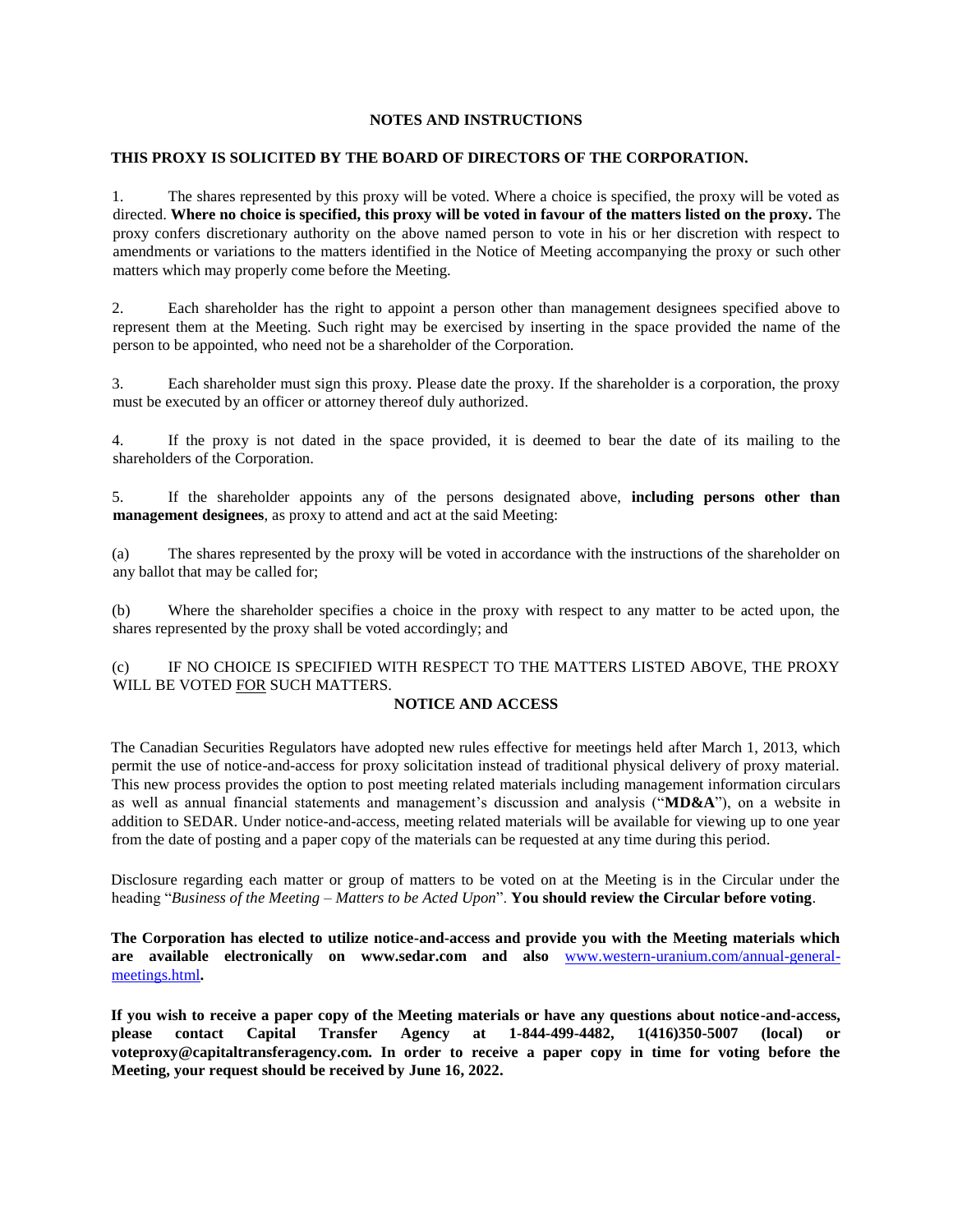## NOTES AND INSTRUCTIONS

**THIS PROXY IS SOLICITED BY THE BOARD OF DIRECTORS OF THE CORPORATION.**

1. The shares represented by this proxy will be voted. Where a choice is specified, the proxy will be voted as directed. **Where no choice is specified, this proxy will be voted in favour of the matters listed on the proxy.** The proxy confers discretionary authority on the above named person to vote in his or her discretion with respect to amendments or variations to the matters identified in the Notice of Meeting accompanying the proxy or such other matters which may properly come before the Meeting.

2. Each shareholder has the right to appoint a person other than management designees specified above to represent them at the Meeting. Such right may be exercised by inserting in the space provided the name of the person to be appointed, who need not be a shareholder of the Corporation.

3. Each shareholder must sign this proxy. Please date the proxy. If the shareholder is a corporation, the proxy must be executed by an officer or attorney thereof duly authorized.

4. If the proxy is not dated in the space provided, it is deemed to bear the date of its mailing to the shareholders of the Corporation.

5. If the shareholder appoints any of the persons designated above, **including persons other than management designees**, as proxy to attend and act at the said Meeting:

(a) The shares represented by the proxy will be voted in accordance with the instructions of the shareholder on any ballot that may be called for;

(b) Where the shareholder specifies a choice in the proxy with respect to any matter to be acted upon, the shares represented by the proxy shall be voted accordingly; and

(c) IF NO CHOICE IS SPECIFIED WITH RESPECT TO THE MATTERS LISTED ABOVE, THE PROXY WILL BE VOTED FOR SUCH MATTERS.

## NOTICE AND ACCESS

The Canadian Securities Regulators have adopted new rules effective for meetings held after March 1, 2013, which permit the use of notice-and-access for proxy solicitation instead of traditional physical delivery of proxy material. This new process provides the option to post meeting related materials including management information circulars as well as annual financial statements and management's discussion and analysis ("**MD&A**"), on a website in addition to SEDAR. Under notice-and-access, meeting related materials will be available for viewing up to one year from the date of posting and a paper copy of the materials can be requested at any time during this period.

Disclosure regarding each matter or group of matters to be voted on at the Meeting is in the Circular under the heading "*Business of the Meeting – Matters to be Acted Upon*". **You should review the Circular before voting**.

**The Corporation has elected to utilize notice-and-access and provide you with the Meeting materials which are available electronically on www.sedar.com and also** [www.western-uranium.com/annual-general-meetings.html](http://www.western-uranium.com/annual-general-meetings.html)**.**

**If you wish to receive a paper copy of the Meeting materials or have any questions about notice-and-access, please contact Capital Transfer Agency at 1-844-499-4482, 1(416)350-5007 (local) or voteproxy@capitaltransferagency.com. In order to receive a paper copy in time for voting before the Meeting, your request should be received by June 16, 2022.**